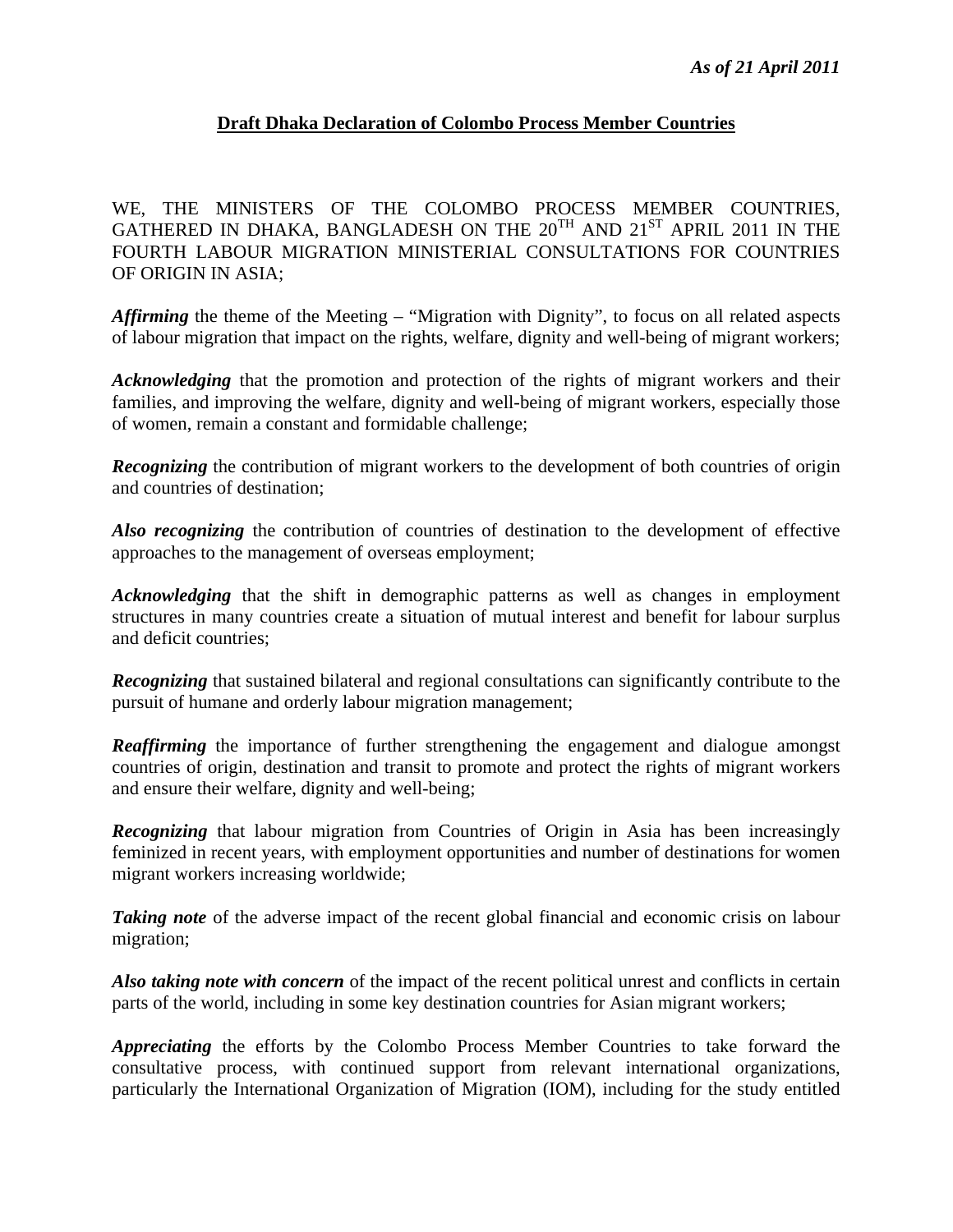*As of 21 April 2011*

## Draft Dhaka Declaration of Colombo Process Member Countries

WE, THE MINISTERS OF THE COLOMBO PROCESS MEMBER COUNTRIES, GATHERED IN DHAKA, BANGLADESH ON THE 20TH AND 21ST APRIL 2011 IN THE FOURTH LABOUR MIGRATION MINISTERIAL CONSULTATIONS FOR COUNTRIES OF ORIGIN IN ASIA;

***Affirming*** the theme of the Meeting – "Migration with Dignity", to focus on all related aspects of labour migration that impact on the rights, welfare, dignity and well-being of migrant workers;

***Acknowledging*** that the promotion and protection of the rights of migrant workers and their families, and improving the welfare, dignity and well-being of migrant workers, especially those of women, remain a constant and formidable challenge;

***Recognizing*** the contribution of migrant workers to the development of both countries of origin and countries of destination;

***Also recognizing*** the contribution of countries of destination to the development of effective approaches to the management of overseas employment;

***Acknowledging*** that the shift in demographic patterns as well as changes in employment structures in many countries create a situation of mutual interest and benefit for labour surplus and deficit countries;

***Recognizing*** that sustained bilateral and regional consultations can significantly contribute to the pursuit of humane and orderly labour migration management;

***Reaffirming*** the importance of further strengthening the engagement and dialogue amongst countries of origin, destination and transit to promote and protect the rights of migrant workers and ensure their welfare, dignity and well-being;

***Recognizing*** that labour migration from Countries of Origin in Asia has been increasingly feminized in recent years, with employment opportunities and number of destinations for women migrant workers increasing worldwide;

***Taking note*** of the adverse impact of the recent global financial and economic crisis on labour migration;

***Also taking note with concern*** of the impact of the recent political unrest and conflicts in certain parts of the world, including in some key destination countries for Asian migrant workers;

***Appreciating*** the efforts by the Colombo Process Member Countries to take forward the consultative process, with continued support from relevant international organizations, particularly the International Organization of Migration (IOM), including for the study entitled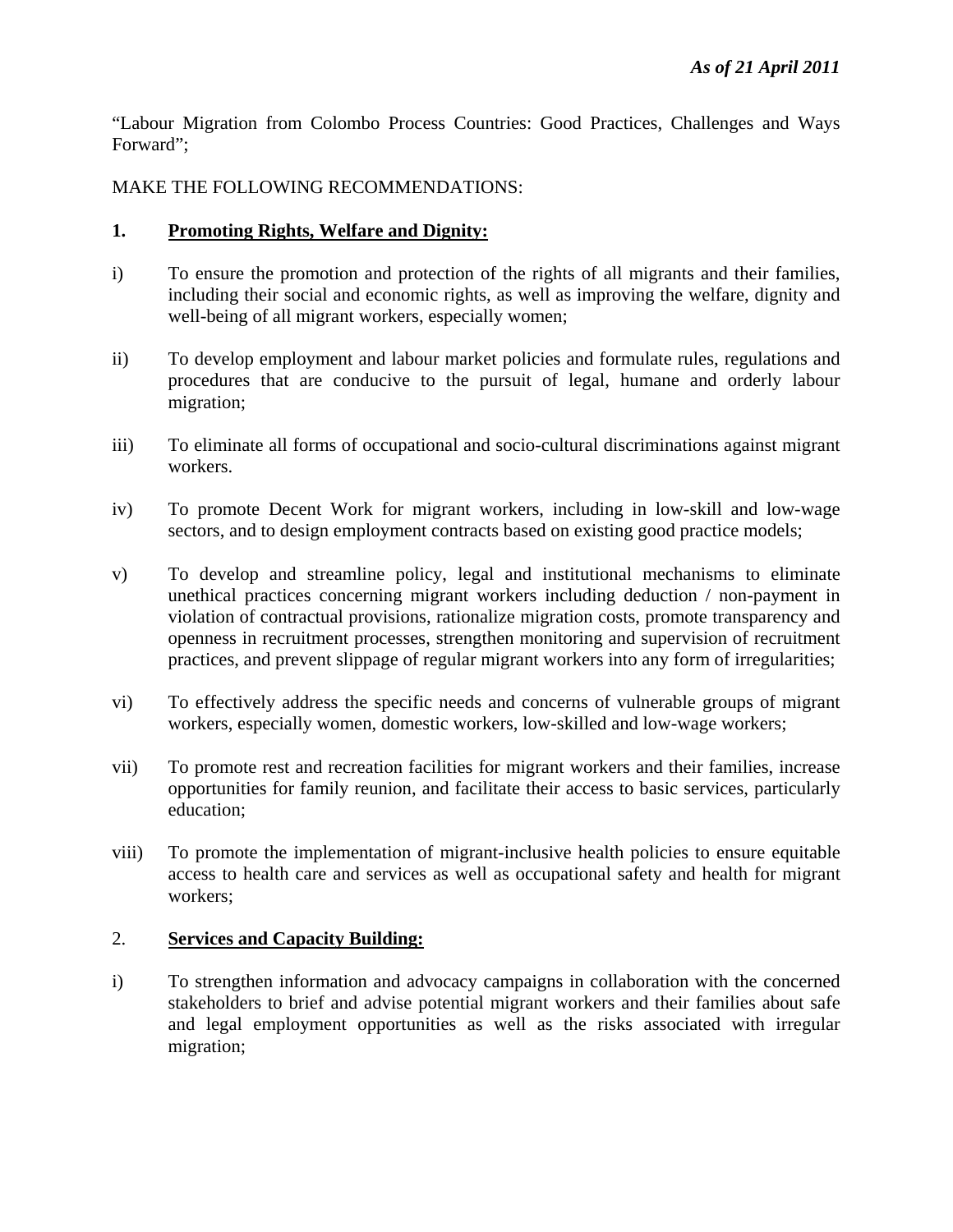*As of 21 April 2011*

"Labour Migration from Colombo Process Countries: Good Practices, Challenges and Ways Forward";

MAKE THE FOLLOWING RECOMMENDATIONS:

**1. Promoting Rights, Welfare and Dignity:**

i) To ensure the promotion and protection of the rights of all migrants and their families, including their social and economic rights, as well as improving the welfare, dignity and well-being of all migrant workers, especially women;

ii) To develop employment and labour market policies and formulate rules, regulations and procedures that are conducive to the pursuit of legal, humane and orderly labour migration;

iii) To eliminate all forms of occupational and socio-cultural discriminations against migrant workers.

iv) To promote Decent Work for migrant workers, including in low-skill and low-wage sectors, and to design employment contracts based on existing good practice models;

v) To develop and streamline policy, legal and institutional mechanisms to eliminate unethical practices concerning migrant workers including deduction / non-payment in violation of contractual provisions, rationalize migration costs, promote transparency and openness in recruitment processes, strengthen monitoring and supervision of recruitment practices, and prevent slippage of regular migrant workers into any form of irregularities;

vi) To effectively address the specific needs and concerns of vulnerable groups of migrant workers, especially women, domestic workers, low-skilled and low-wage workers;

vii) To promote rest and recreation facilities for migrant workers and their families, increase opportunities for family reunion, and facilitate their access to basic services, particularly education;

viii) To promote the implementation of migrant-inclusive health policies to ensure equitable access to health care and services as well as occupational safety and health for migrant workers;

2. **Services and Capacity Building:**

i) To strengthen information and advocacy campaigns in collaboration with the concerned stakeholders to brief and advise potential migrant workers and their families about safe and legal employment opportunities as well as the risks associated with irregular migration;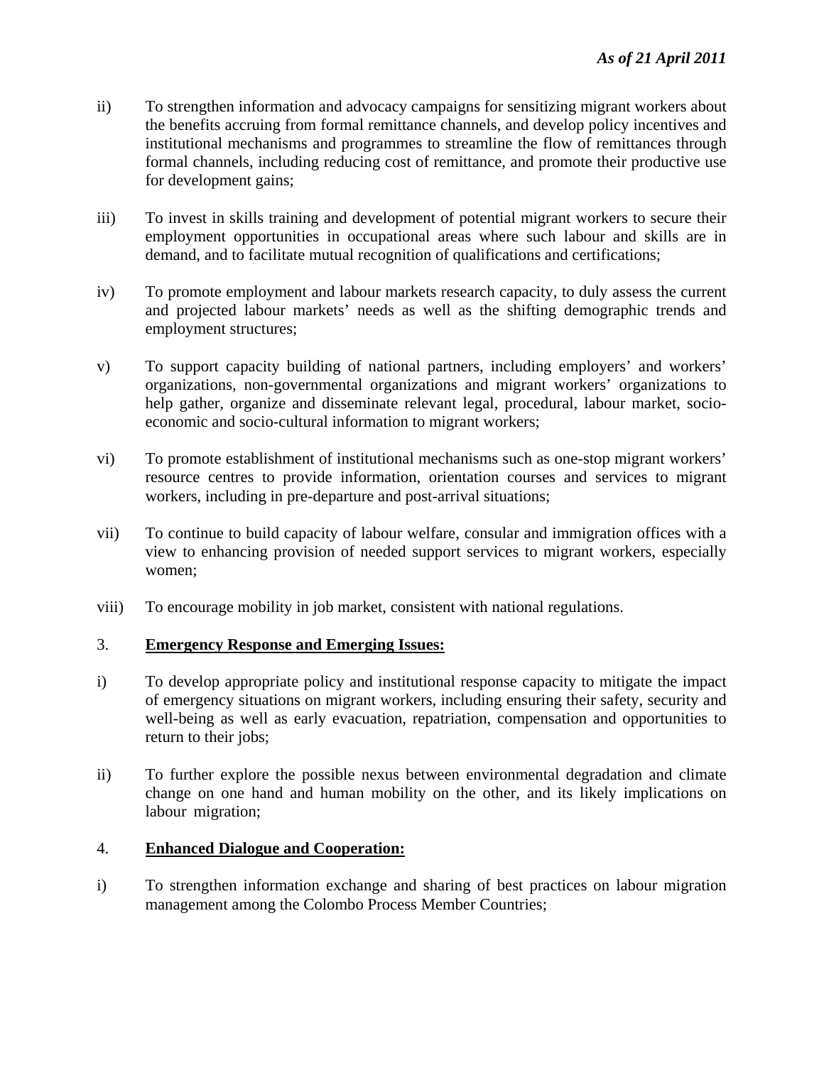*As of 21 April 2011*

ii) To strengthen information and advocacy campaigns for sensitizing migrant workers about the benefits accruing from formal remittance channels, and develop policy incentives and institutional mechanisms and programmes to streamline the flow of remittances through formal channels, including reducing cost of remittance, and promote their productive use for development gains;

iii) To invest in skills training and development of potential migrant workers to secure their employment opportunities in occupational areas where such labour and skills are in demand, and to facilitate mutual recognition of qualifications and certifications;

iv) To promote employment and labour markets research capacity, to duly assess the current and projected labour markets' needs as well as the shifting demographic trends and employment structures;

v) To support capacity building of national partners, including employers' and workers' organizations, non-governmental organizations and migrant workers' organizations to help gather, organize and disseminate relevant legal, procedural, labour market, socio-economic and socio-cultural information to migrant workers;

vi) To promote establishment of institutional mechanisms such as one-stop migrant workers' resource centres to provide information, orientation courses and services to migrant workers, including in pre-departure and post-arrival situations;

vii) To continue to build capacity of labour welfare, consular and immigration offices with a view to enhancing provision of needed support services to migrant workers, especially women;

viii) To encourage mobility in job market, consistent with national regulations.

3. **Emergency Response and Emerging Issues:**

i) To develop appropriate policy and institutional response capacity to mitigate the impact of emergency situations on migrant workers, including ensuring their safety, security and well-being as well as early evacuation, repatriation, compensation and opportunities to return to their jobs;

ii) To further explore the possible nexus between environmental degradation and climate change on one hand and human mobility on the other, and its likely implications on labour migration;

4. **Enhanced Dialogue and Cooperation:**

i) To strengthen information exchange and sharing of best practices on labour migration management among the Colombo Process Member Countries;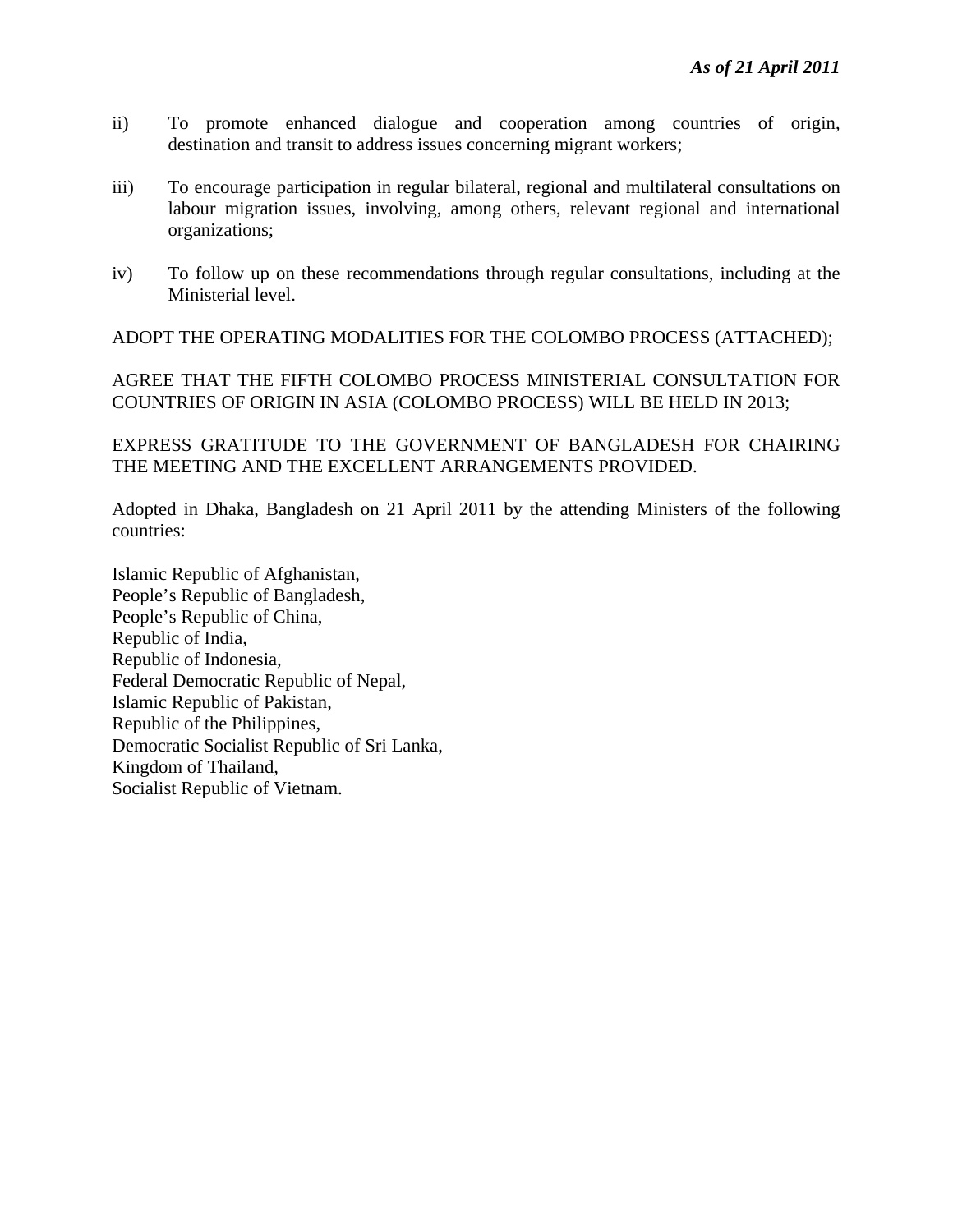*As of 21 April 2011*

ii) To promote enhanced dialogue and cooperation among countries of origin, destination and transit to address issues concerning migrant workers;

iii) To encourage participation in regular bilateral, regional and multilateral consultations on labour migration issues, involving, among others, relevant regional and international organizations;

iv) To follow up on these recommendations through regular consultations, including at the Ministerial level.

ADOPT THE OPERATING MODALITIES FOR THE COLOMBO PROCESS (ATTACHED);

AGREE THAT THE FIFTH COLOMBO PROCESS MINISTERIAL CONSULTATION FOR COUNTRIES OF ORIGIN IN ASIA (COLOMBO PROCESS) WILL BE HELD IN 2013;

EXPRESS GRATITUDE TO THE GOVERNMENT OF BANGLADESH FOR CHAIRING THE MEETING AND THE EXCELLENT ARRANGEMENTS PROVIDED.

Adopted in Dhaka, Bangladesh on 21 April 2011 by the attending Ministers of the following countries:

Islamic Republic of Afghanistan,
People's Republic of Bangladesh,
People's Republic of China,
Republic of India,
Republic of Indonesia,
Federal Democratic Republic of Nepal,
Islamic Republic of Pakistan,
Republic of the Philippines,
Democratic Socialist Republic of Sri Lanka,
Kingdom of Thailand,
Socialist Republic of Vietnam.